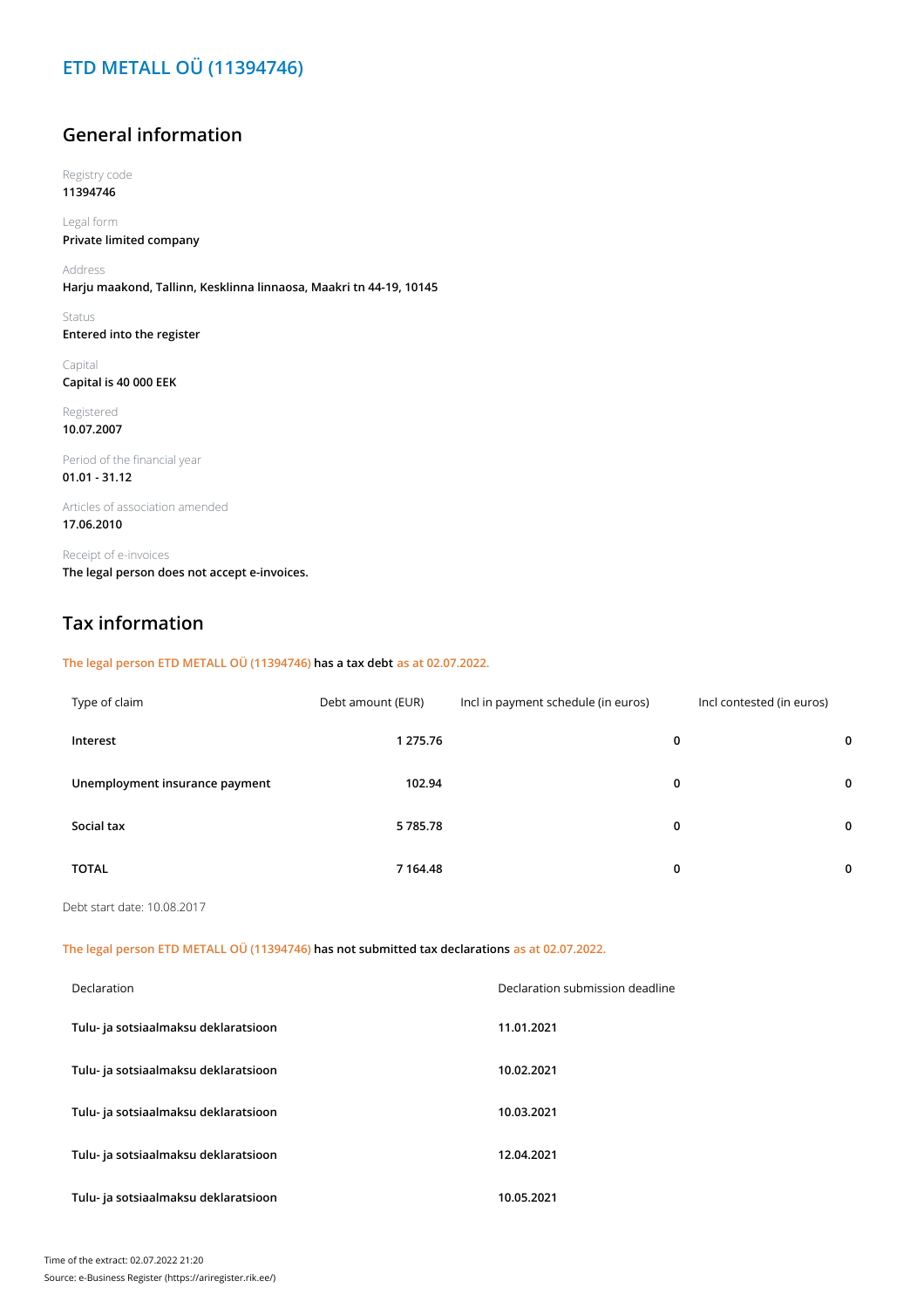# ETD METALL OÜ (11394746)

## General information

Registry code
**11394746**

Legal form
**Private limited company**

Address
**Harju maakond, Tallinn, Kesklinna linnaosa, Maakri tn 44-19, 10145**

Status
**Entered into the register**

Capital
**Capital is 40 000 EEK**

Registered
**10.07.2007**

Period of the financial year
**01.01 - 31.12**

Articles of association amended
**17.06.2010**

Receipt of e-invoices
**The legal person does not accept e-invoices.**

## Tax information

The legal person ETD METALL OÜ (11394746) **has a tax debt** as at 02.07.2022.

| Type of claim | Debt amount (EUR) | Incl in payment schedule (in euros) | Incl contested (in euros) |
|---|---|---|---|
| **Interest** | **1 275.76** | **0** | **0** |
| **Unemployment insurance payment** | **102.94** | **0** | **0** |
| **Social tax** | **5 785.78** | **0** | **0** |
| **TOTAL** | **7 164.48** | **0** | **0** |

Debt start date: 10.08.2017

The legal person ETD METALL OÜ (11394746) **has not submitted tax declarations** as at 02.07.2022.

| Declaration | Declaration submission deadline |
|---|---|
| **Tulu- ja sotsiaalmaksu deklaratsioon** | **11.01.2021** |
| **Tulu- ja sotsiaalmaksu deklaratsioon** | **10.02.2021** |
| **Tulu- ja sotsiaalmaksu deklaratsioon** | **10.03.2021** |
| **Tulu- ja sotsiaalmaksu deklaratsioon** | **12.04.2021** |
| **Tulu- ja sotsiaalmaksu deklaratsioon** | **10.05.2021** |

Time of the extract: 02.07.2022 21:20
Source: e-Business Register (https://ariregister.rik.ee/)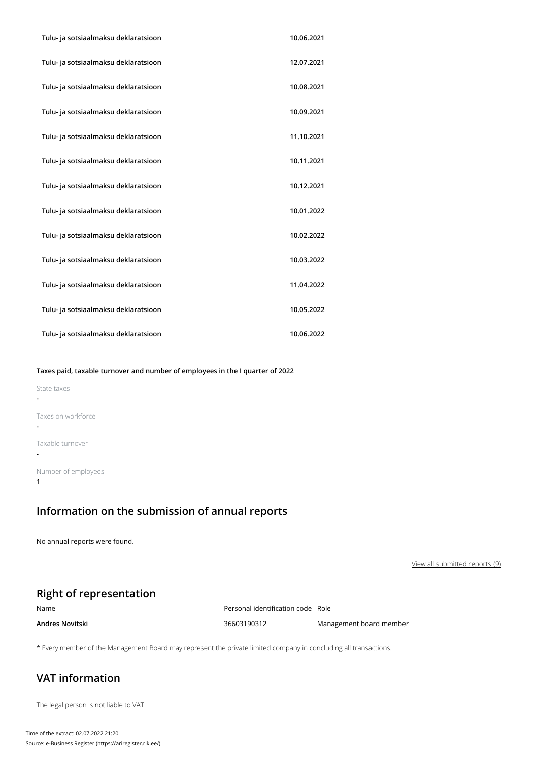| | |
|---|---|
| **Tulu- ja sotsiaalmaksu deklaratsioon** | **10.06.2021** |
| **Tulu- ja sotsiaalmaksu deklaratsioon** | **12.07.2021** |
| **Tulu- ja sotsiaalmaksu deklaratsioon** | **10.08.2021** |
| **Tulu- ja sotsiaalmaksu deklaratsioon** | **10.09.2021** |
| **Tulu- ja sotsiaalmaksu deklaratsioon** | **11.10.2021** |
| **Tulu- ja sotsiaalmaksu deklaratsioon** | **10.11.2021** |
| **Tulu- ja sotsiaalmaksu deklaratsioon** | **10.12.2021** |
| **Tulu- ja sotsiaalmaksu deklaratsioon** | **10.01.2022** |
| **Tulu- ja sotsiaalmaksu deklaratsioon** | **10.02.2022** |
| **Tulu- ja sotsiaalmaksu deklaratsioon** | **10.03.2022** |
| **Tulu- ja sotsiaalmaksu deklaratsioon** | **11.04.2022** |
| **Tulu- ja sotsiaalmaksu deklaratsioon** | **10.05.2022** |
| **Tulu- ja sotsiaalmaksu deklaratsioon** | **10.06.2022** |

**Taxes paid, taxable turnover and number of employees in the I quarter of 2022**

State taxes

**-**

Taxes on workforce

**-**

Taxable turnover

**-**

Number of employees

**1**

## Information on the submission of annual reports

No annual reports were found.

View all submitted reports (9)

## Right of representation

| Name | Personal identification code | Role |
|---|---|---|
| **Andres Novitski** | 36603190312 | Management board member |

* Every member of the Management Board may represent the private limited company in concluding all transactions.

## VAT information

The legal person is not liable to VAT.

Time of the extract: 02.07.2022 21:20

Source: e-Business Register (https://ariregister.rik.ee/)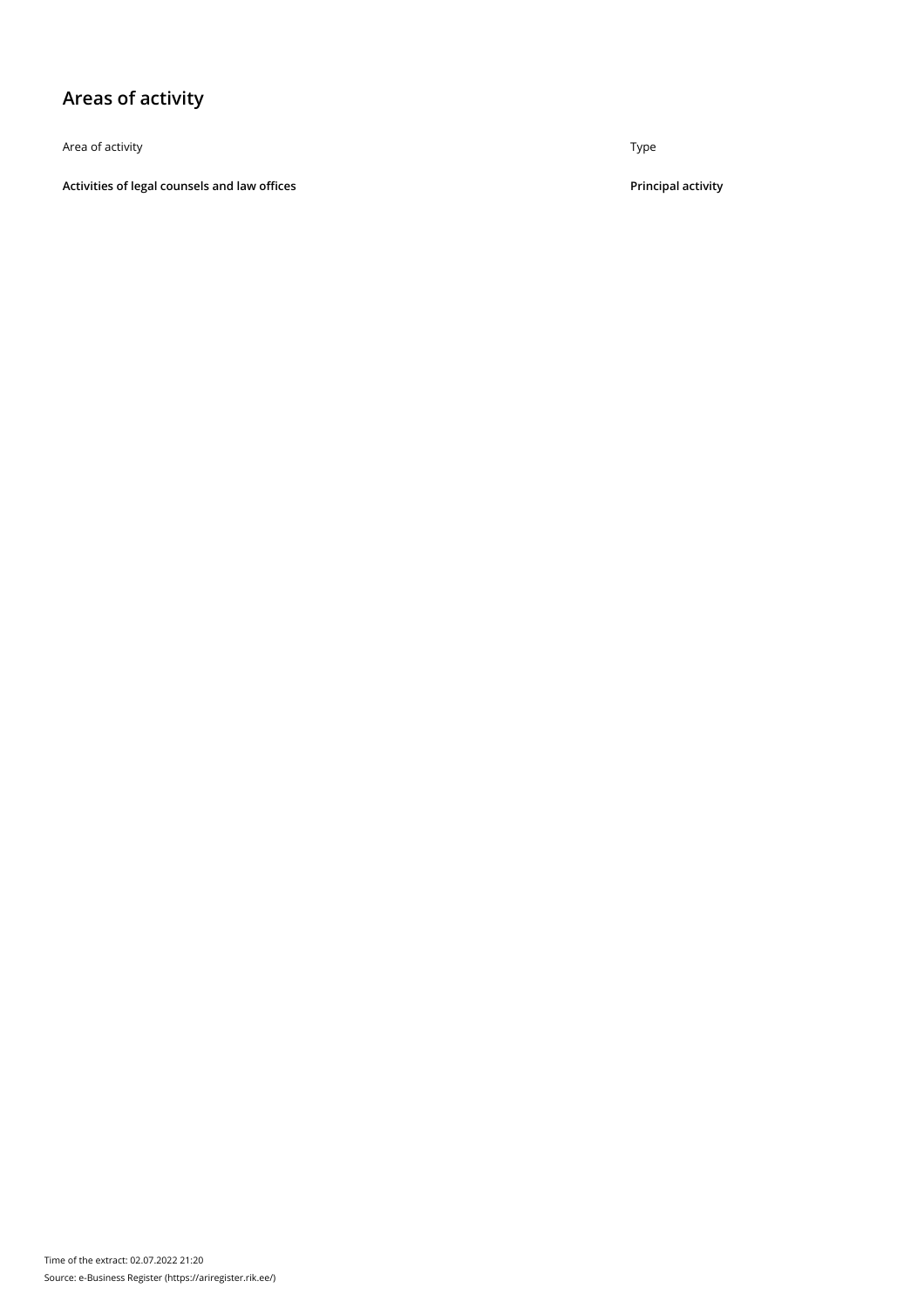## Areas of activity

| Area of activity | Type |
|---|---|
| **Activities of legal counsels and law offices** | **Principal activity** |

Time of the extract: 02.07.2022 21:20

Source: e-Business Register (https://ariregister.rik.ee/)